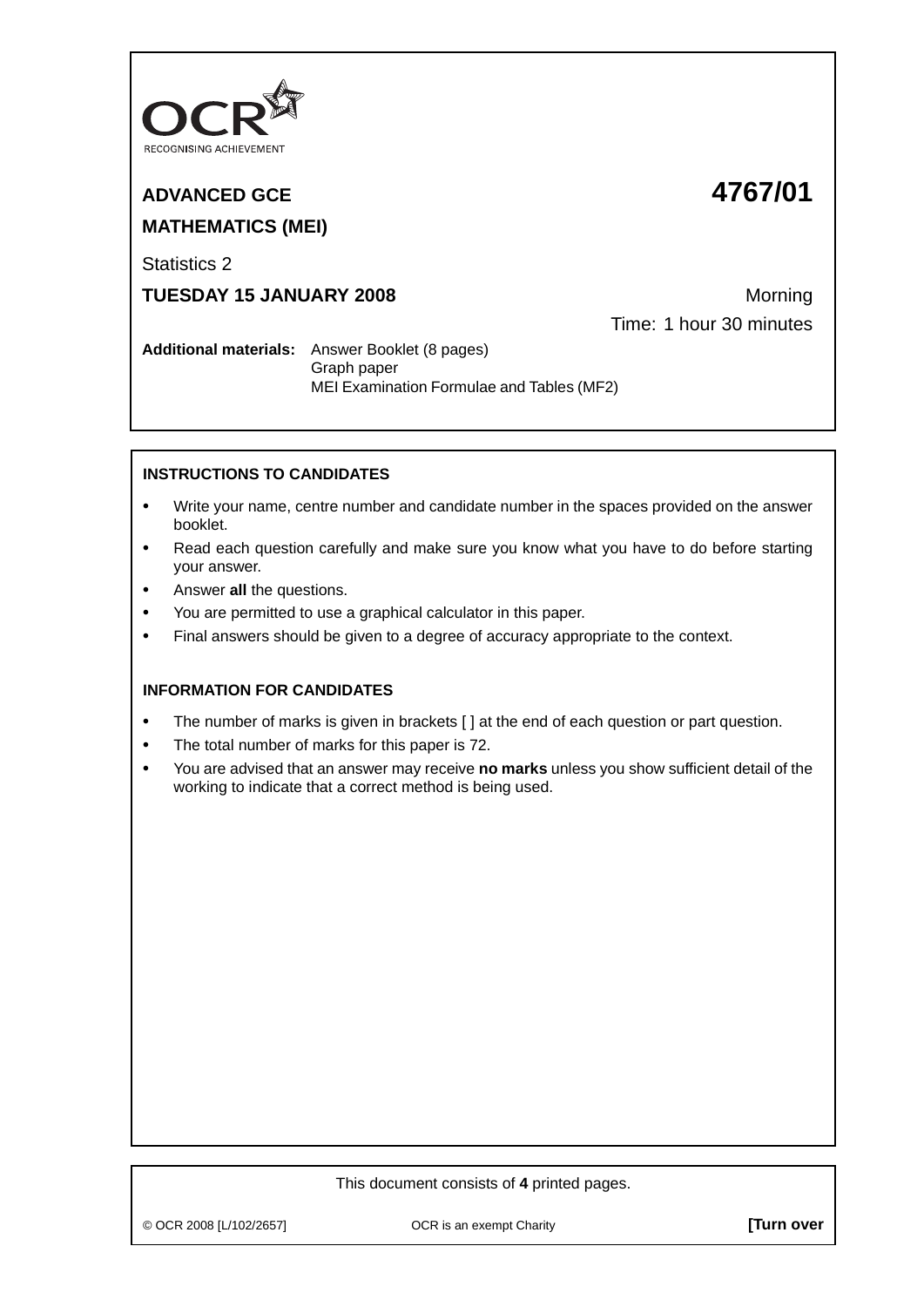OCR
RECOGNISING ACHIEVEMENT

# ADVANCED GCE 4767/01

## MATHEMATICS (MEI)

Statistics 2

**TUESDAY 15 JANUARY 2008** Morning

Time: 1 hour 30 minutes

**Additional materials:** Answer Booklet (8 pages)
Graph paper
MEI Examination Formulae and Tables (MF2)

**INSTRUCTIONS TO CANDIDATES**

- Write your name, centre number and candidate number in the spaces provided on the answer booklet.
- Read each question carefully and make sure you know what you have to do before starting your answer.
- Answer **all** the questions.
- You are permitted to use a graphical calculator in this paper.
- Final answers should be given to a degree of accuracy appropriate to the context.

**INFORMATION FOR CANDIDATES**

- The number of marks is given in brackets [ ] at the end of each question or part question.
- The total number of marks for this paper is 72.
- You are advised that an answer may receive **no marks** unless you show sufficient detail of the working to indicate that a correct method is being used.

This document consists of **4** printed pages.

© OCR 2008 [L/102/2657] OCR is an exempt Charity **[Turn over**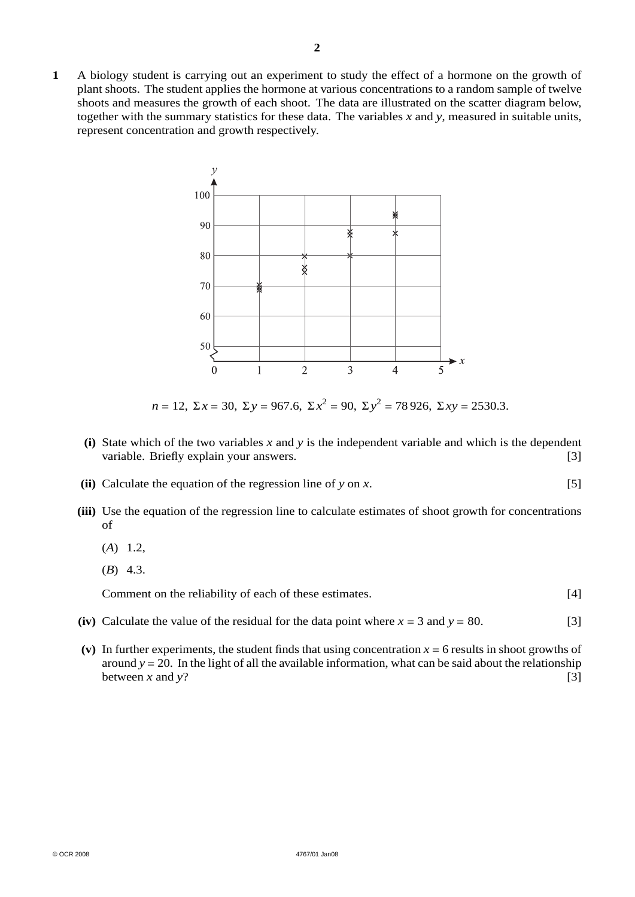**1** A biology student is carrying out an experiment to study the effect of a hormone on the growth of plant shoots. The student applies the hormone at various concentrations to a random sample of twelve shoots and measures the growth of each shoot. The data are illustrated on the scatter diagram below, together with the summary statistics for these data. The variables $x$ and $y$, measured in suitable units, represent concentration and growth respectively.

$$n = 12,\ \Sigma x = 30,\ \Sigma y = 967.6,\ \Sigma x^2 = 90,\ \Sigma y^2 = 78\,926,\ \Sigma xy = 2530.3.$$

**(i)** State which of the two variables $x$ and $y$ is the independent variable and which is the dependent variable. Briefly explain your answers. [3]

**(ii)** Calculate the equation of the regression line of $y$ on $x$. [5]

**(iii)** Use the equation of the regression line to calculate estimates of shoot growth for concentrations of

(*A*) 1.2,

(*B*) 4.3.

Comment on the reliability of each of these estimates. [4]

**(iv)** Calculate the value of the residual for the data point where $x = 3$ and $y = 80$. [3]

**(v)** In further experiments, the student finds that using concentration $x = 6$ results in shoot growths of around $y = 20$. In the light of all the available information, what can be said about the relationship between $x$ and $y$? [3]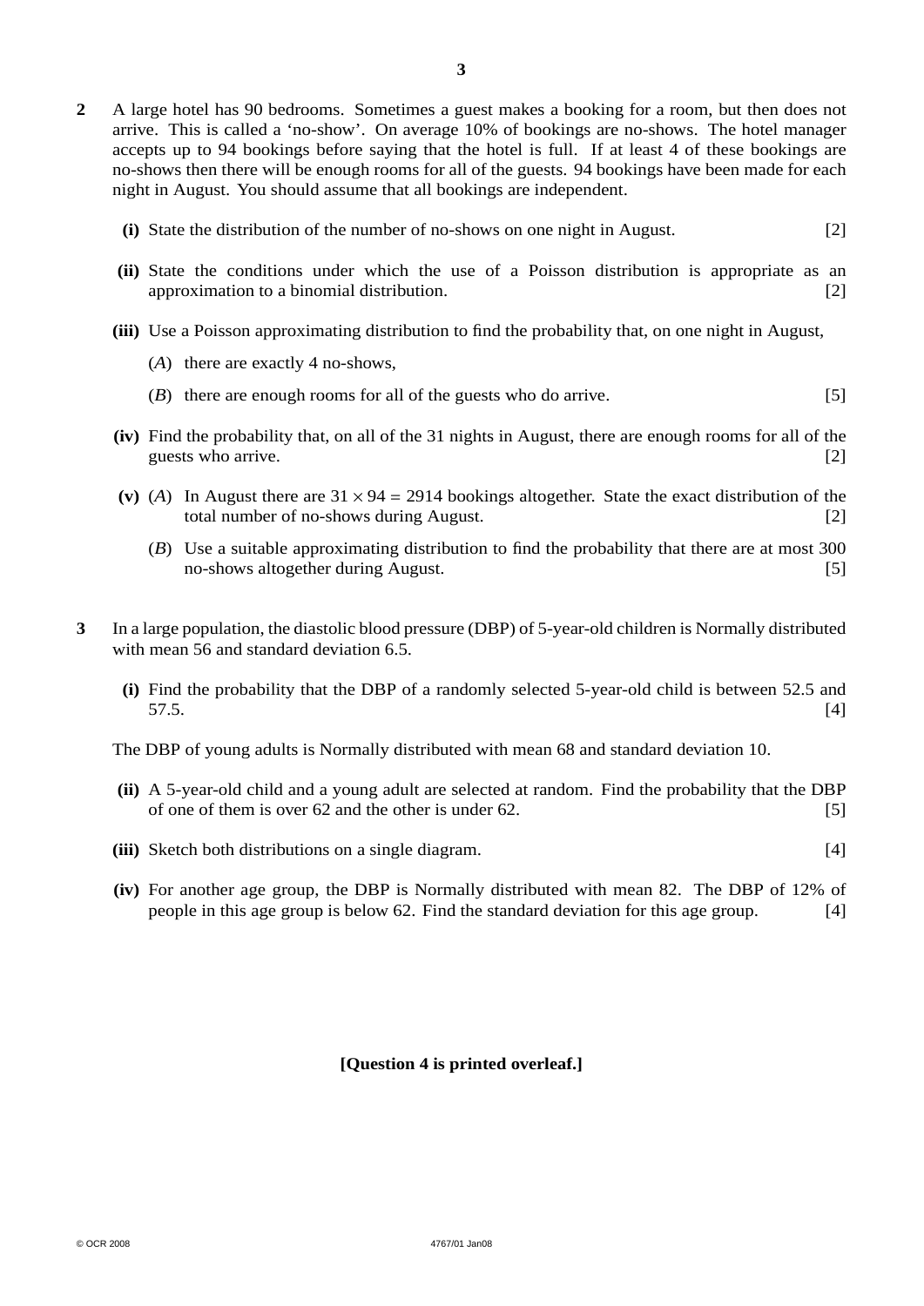**2** A large hotel has 90 bedrooms. Sometimes a guest makes a booking for a room, but then does not arrive. This is called a 'no-show'. On average 10% of bookings are no-shows. The hotel manager accepts up to 94 bookings before saying that the hotel is full. If at least 4 of these bookings are no-shows then there will be enough rooms for all of the guests. 94 bookings have been made for each night in August. You should assume that all bookings are independent.

**(i)** State the distribution of the number of no-shows on one night in August. [2]

**(ii)** State the conditions under which the use of a Poisson distribution is appropriate as an approximation to a binomial distribution. [2]

**(iii)** Use a Poisson approximating distribution to find the probability that, on one night in August,

($A$) there are exactly 4 no-shows,

($B$) there are enough rooms for all of the guests who do arrive. [5]

**(iv)** Find the probability that, on all of the 31 nights in August, there are enough rooms for all of the guests who arrive. [2]

**(v)** ($A$) In August there are $31 \times 94 = 2914$ bookings altogether. State the exact distribution of the total number of no-shows during August. [2]

($B$) Use a suitable approximating distribution to find the probability that there are at most 300 no-shows altogether during August. [5]

**3** In a large population, the diastolic blood pressure (DBP) of 5-year-old children is Normally distributed with mean 56 and standard deviation 6.5.

**(i)** Find the probability that the DBP of a randomly selected 5-year-old child is between 52.5 and 57.5. [4]

The DBP of young adults is Normally distributed with mean 68 and standard deviation 10.

**(ii)** A 5-year-old child and a young adult are selected at random. Find the probability that the DBP of one of them is over 62 and the other is under 62. [5]

**(iii)** Sketch both distributions on a single diagram. [4]

**(iv)** For another age group, the DBP is Normally distributed with mean 82. The DBP of 12% of people in this age group is below 62. Find the standard deviation for this age group. [4]

**[Question 4 is printed overleaf.]**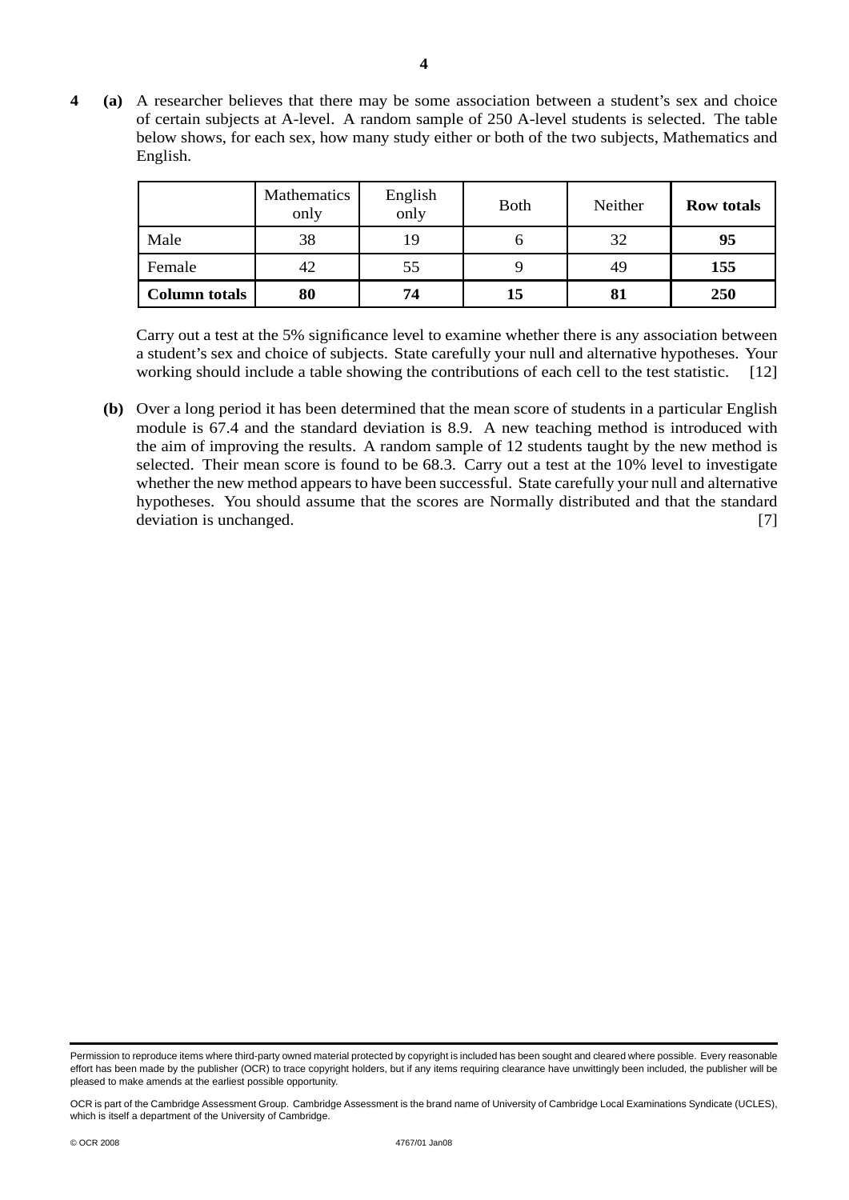**4** **(a)** A researcher believes that there may be some association between a student's sex and choice of certain subjects at A-level. A random sample of 250 A-level students is selected. The table below shows, for each sex, how many study either or both of the two subjects, Mathematics and English.

| | Mathematics only | English only | Both | Neither | **Row totals** |
|---|---|---|---|---|---|
| Male | 38 | 19 | 6 | 32 | **95** |
| Female | 42 | 55 | 9 | 49 | **155** |
| **Column totals** | **80** | **74** | **15** | **81** | **250** |

Carry out a test at the 5% significance level to examine whether there is any association between a student's sex and choice of subjects. State carefully your null and alternative hypotheses. Your working should include a table showing the contributions of each cell to the test statistic. [12]

**(b)** Over a long period it has been determined that the mean score of students in a particular English module is 67.4 and the standard deviation is 8.9. A new teaching method is introduced with the aim of improving the results. A random sample of 12 students taught by the new method is selected. Their mean score is found to be 68.3. Carry out a test at the 10% level to investigate whether the new method appears to have been successful. State carefully your null and alternative hypotheses. You should assume that the scores are Normally distributed and that the standard deviation is unchanged. [7]

Permission to reproduce items where third-party owned material protected by copyright is included has been sought and cleared where possible. Every reasonable effort has been made by the publisher (OCR) to trace copyright holders, but if any items requiring clearance have unwittingly been included, the publisher will be pleased to make amends at the earliest possible opportunity.

OCR is part of the Cambridge Assessment Group. Cambridge Assessment is the brand name of University of Cambridge Local Examinations Syndicate (UCLES), which is itself a department of the University of Cambridge.

© OCR 2008 4767/01 Jan08